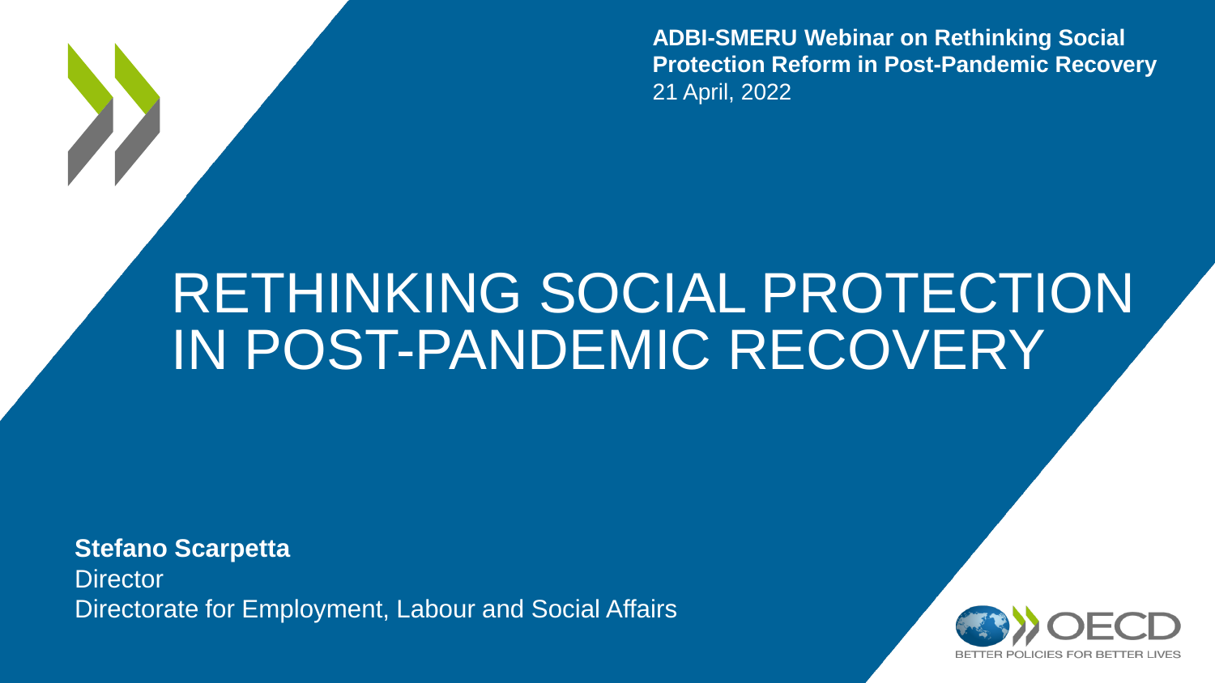**ADBI-SMERU Webinar on Rethinking Social Protection Reform in Post-Pandemic Recovery**
21 April, 2022

# RETHINKING SOCIAL PROTECTION IN POST-PANDEMIC RECOVERY

**Stefano Scarpetta**
Director
Directorate for Employment, Labour and Social Affairs

OECD
BETTER POLICIES FOR BETTER LIVES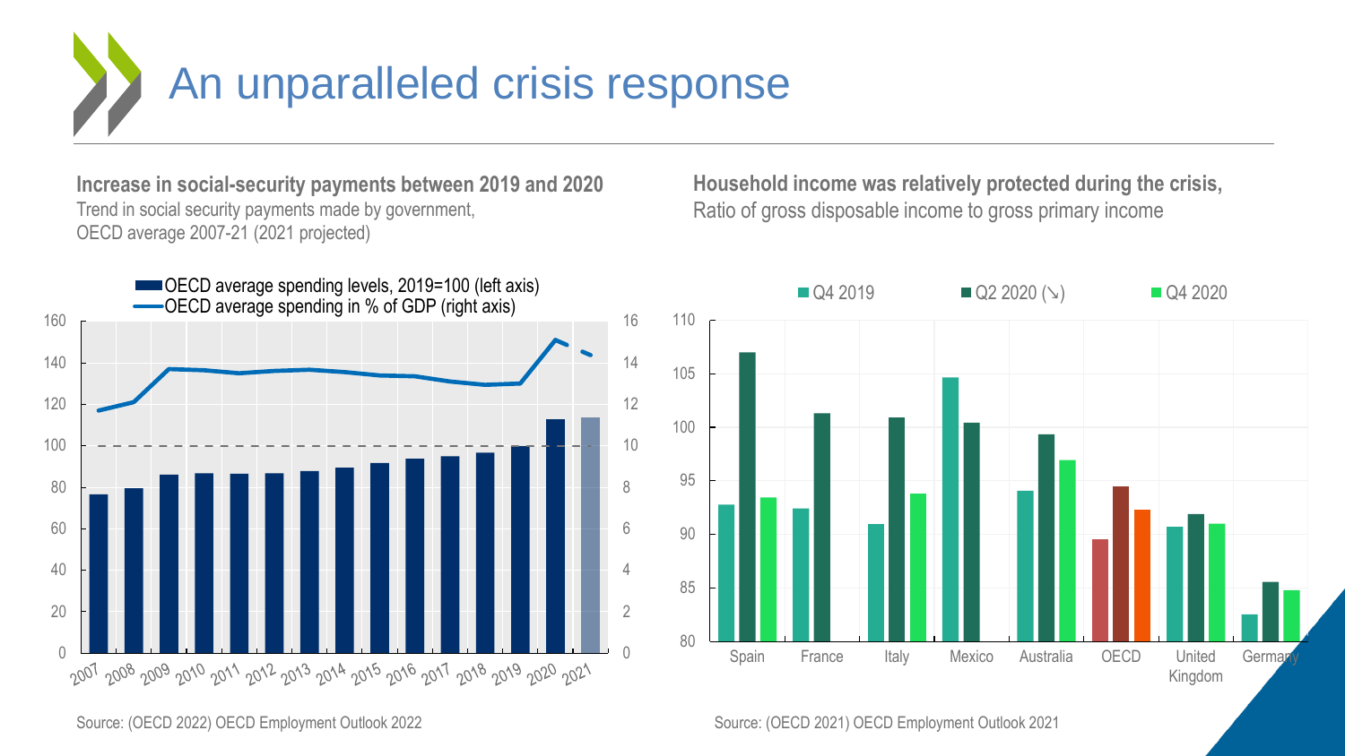# An unparalleled crisis response

**Increase in social-security payments between 2019 and 2020**
Trend in social security payments made by government,
OECD average 2007-21 (2021 projected)

OECD average spending levels, 2019=100 (left axis)
OECD average spending in % of GDP (right axis)

Source: (OECD 2022) OECD Employment Outlook 2022

**Household income was relatively protected during the crisis,**
Ratio of gross disposable income to gross primary income

Q4 2019 | Q2 2020 (↘) | Q4 2020

Spain, France, Italy, Mexico, Australia, OECD, United Kingdom, Germany

Source: (OECD 2021) OECD Employment Outlook 2021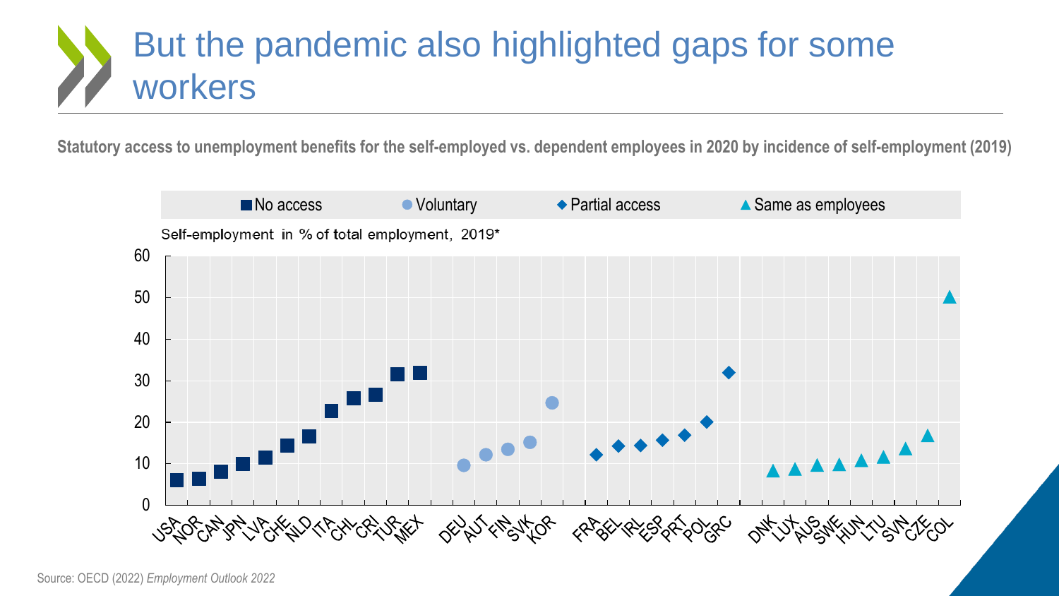# But the pandemic also highlighted gaps for some workers

**Statutory access to unemployment benefits for the self-employed vs. dependent employees in 2020 by incidence of self-employment (2019)**

■ No access ● Voluntary ◆ Partial access ▲ Same as employees

Self-employment in % of total employment, 2019*

USA NOR CAN JPN LVA CHE NLD ITA CHL CRI TUR MEX DEU AUT FIN SVK KOR FRA BEL IRL ESP PRT POL GRC DNK LUX AUS SWE HUN LTU SVN CZE COL

Source: OECD (2022) *Employment Outlook 2022*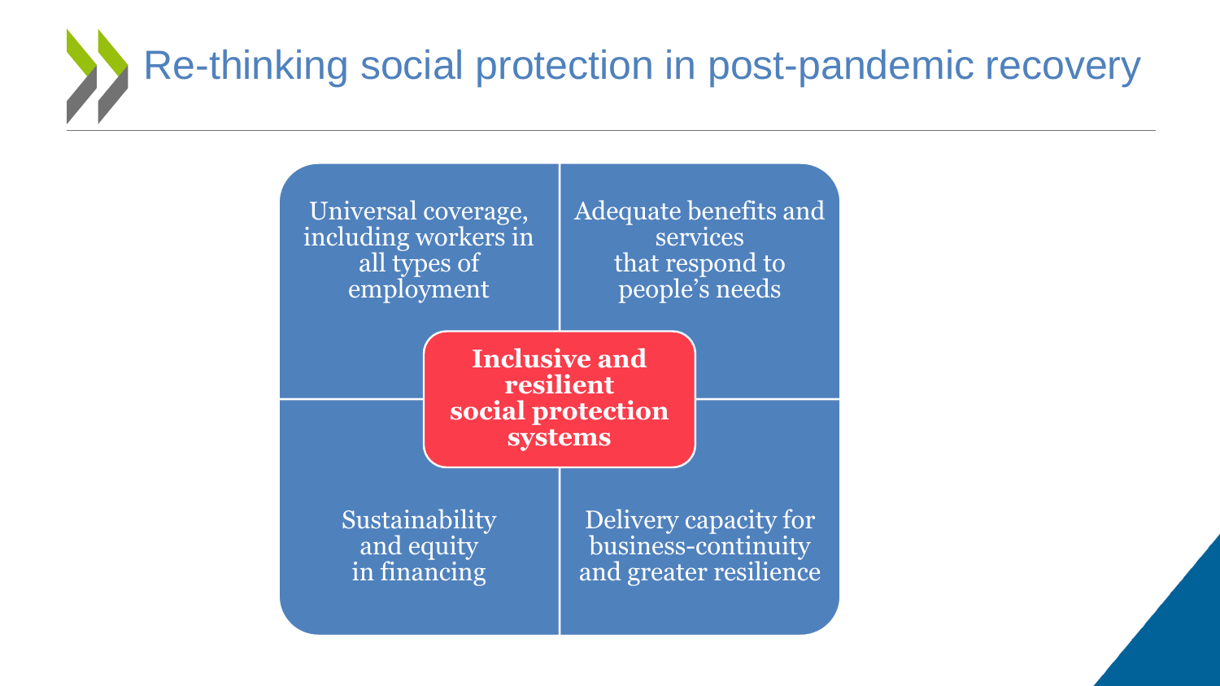# Re-thinking social protection in post-pandemic recovery

**Inclusive and resilient social protection systems**

- Universal coverage, including workers in all types of employment
- Adequate benefits and services that respond to people's needs
- Sustainability and equity in financing
- Delivery capacity for business-continuity and greater resilience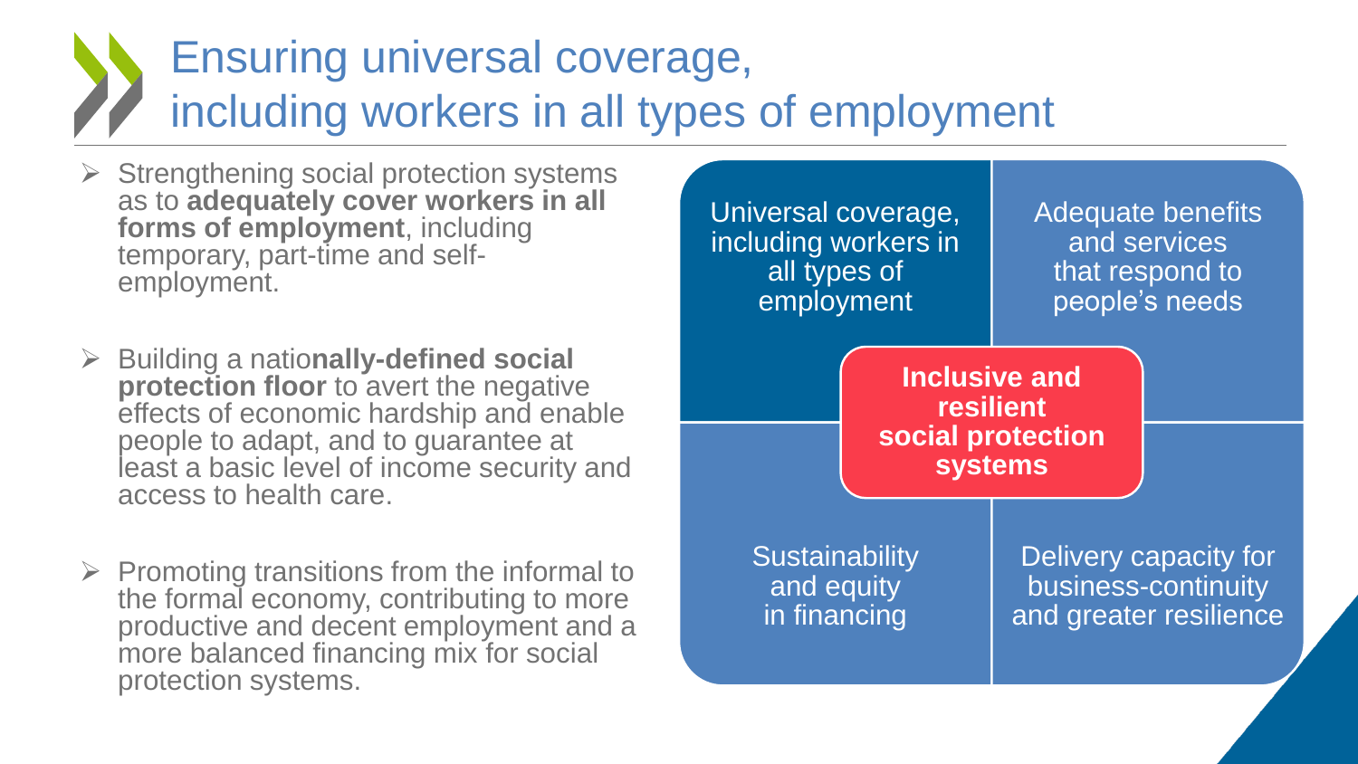# Ensuring universal coverage, including workers in all types of employment

- Strengthening social protection systems as to **adequately cover workers in all forms of employment**, including temporary, part-time and self-employment.
- Building a natio**nally-defined social protection floor** to avert the negative effects of economic hardship and enable people to adapt, and to guarantee at least a basic level of income security and access to health care.
- Promoting transitions from the informal to the formal economy, contributing to more productive and decent employment and a more balanced financing mix for social protection systems.

Universal coverage, including workers in all types of employment

Adequate benefits and services that respond to people's needs

**Inclusive and resilient social protection systems**

Sustainability and equity in financing

Delivery capacity for business-continuity and greater resilience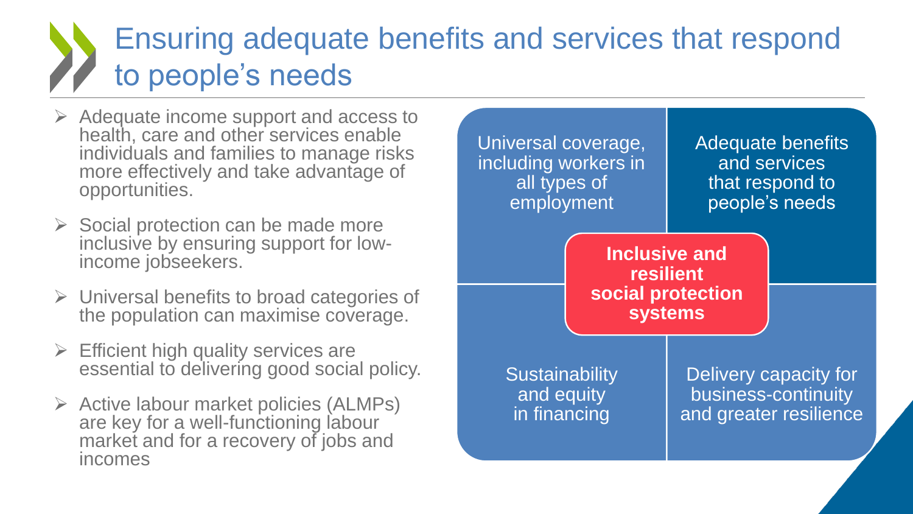# Ensuring adequate benefits and services that respond to people's needs

- Adequate income support and access to health, care and other services enable individuals and families to manage risks more effectively and take advantage of opportunities.
- Social protection can be made more inclusive by ensuring support for low-income jobseekers.
- Universal benefits to broad categories of the population can maximise coverage.
- Efficient high quality services are essential to delivering good social policy.
- Active labour market policies (ALMPs) are key for a well-functioning labour market and for a recovery of jobs and incomes

Universal coverage, including workers in all types of employment

Adequate benefits and services that respond to people's needs

**Inclusive and resilient social protection systems**

Sustainability and equity in financing

Delivery capacity for business-continuity and greater resilience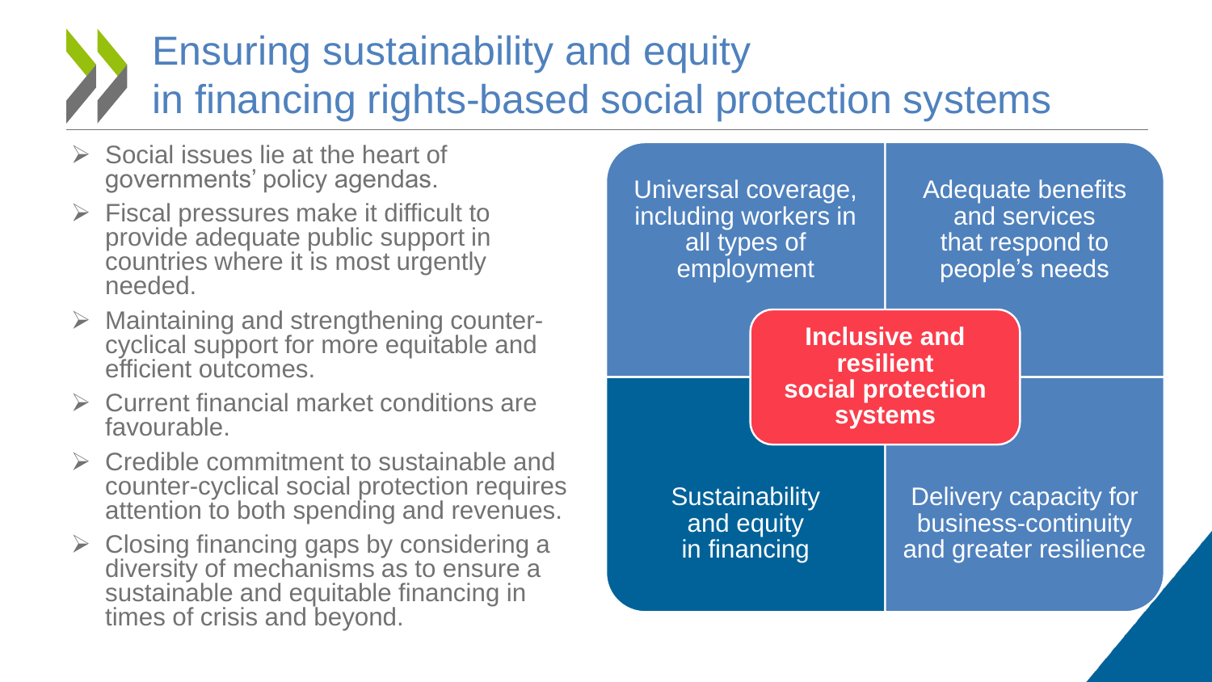# Ensuring sustainability and equity in financing rights-based social protection systems

- Social issues lie at the heart of governments' policy agendas.
- Fiscal pressures make it difficult to provide adequate public support in countries where it is most urgently needed.
- Maintaining and strengthening counter-cyclical support for more equitable and efficient outcomes.
- Current financial market conditions are favourable.
- Credible commitment to sustainable and counter-cyclical social protection requires attention to both spending and revenues.
- Closing financing gaps by considering a diversity of mechanisms as to ensure a sustainable and equitable financing in times of crisis and beyond.

Universal coverage, including workers in all types of employment

Adequate benefits and services that respond to people's needs

**Inclusive and resilient social protection systems**

Sustainability and equity in financing

Delivery capacity for business-continuity and greater resilience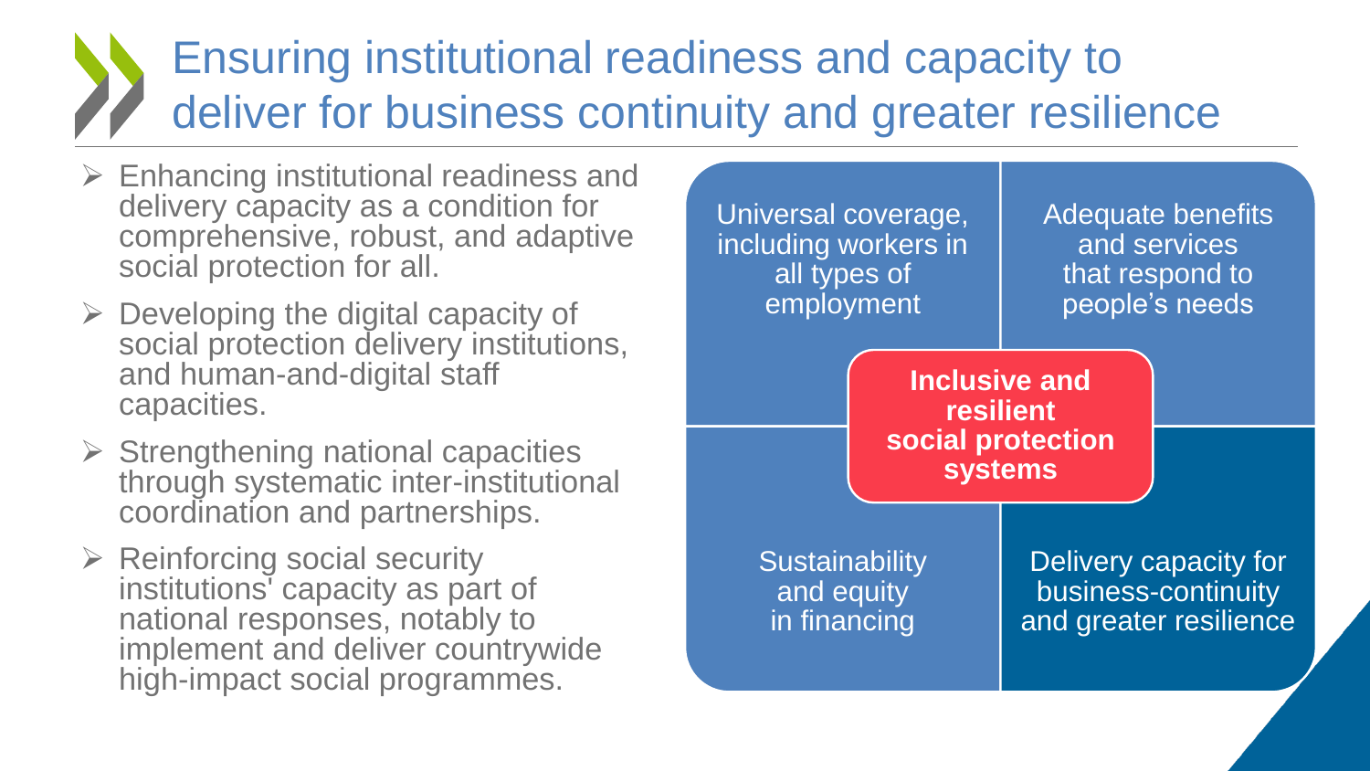# Ensuring institutional readiness and capacity to deliver for business continuity and greater resilience

- Enhancing institutional readiness and delivery capacity as a condition for comprehensive, robust, and adaptive social protection for all.
- Developing the digital capacity of social protection delivery institutions, and human-and-digital staff capacities.
- Strengthening national capacities through systematic inter-institutional coordination and partnerships.
- Reinforcing social security institutions' capacity as part of national responses, notably to implement and deliver countrywide high-impact social programmes.

Universal coverage, including workers in all types of employment

Adequate benefits and services that respond to people's needs

**Inclusive and resilient social protection systems**

Sustainability and equity in financing

Delivery capacity for business-continuity and greater resilience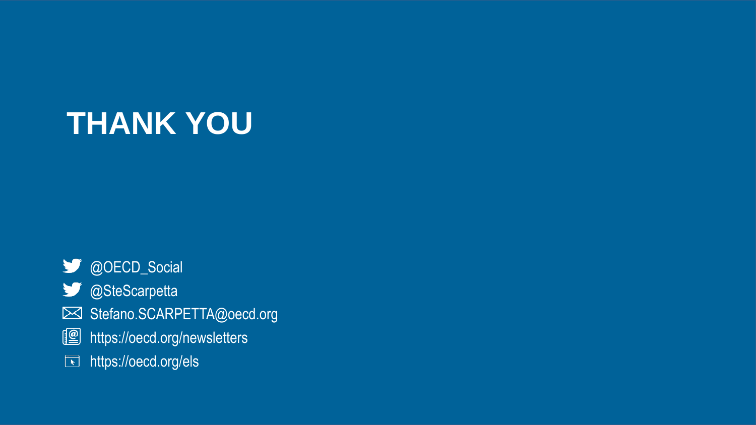# THANK YOU

- @OECD_Social
- @SteScarpetta
- Stefano.SCARPETTA@oecd.org
- https://oecd.org/newsletters
- https://oecd.org/els